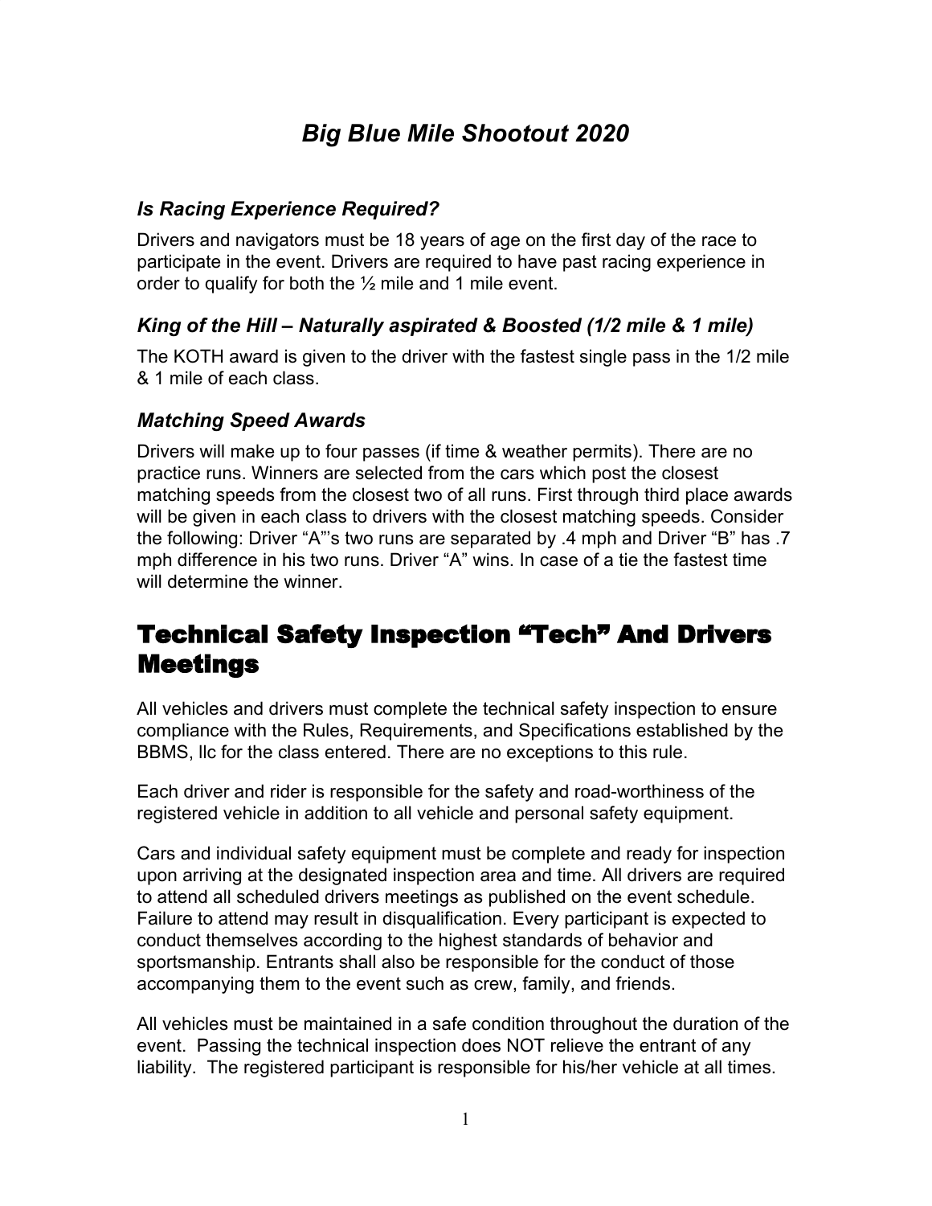# *Big Blue Mile Shootout 2020*

### *Is Racing Experience Required?*

Drivers and navigators must be 18 years of age on the first day of the race to participate in the event. Drivers are required to have past racing experience in order to qualify for both the ½ mile and 1 mile event.

### *King of the Hill – Naturally aspirated & Boosted (1/2 mile & 1 mile)*

The KOTH award is given to the driver with the fastest single pass in the 1/2 mile & 1 mile of each class.

### *Matching Speed Awards*

Drivers will make up to four passes (if time & weather permits). There are no practice runs. Winners are selected from the cars which post the closest matching speeds from the closest two of all runs. First through third place awards will be given in each class to drivers with the closest matching speeds. Consider the following: Driver "A"'s two runs are separated by .4 mph and Driver "B" has .7 mph difference in his two runs. Driver "A" wins. In case of a tie the fastest time will determine the winner.

## Technical Safety Inspection "Tech" And Drivers Meetings

All vehicles and drivers must complete the technical safety inspection to ensure compliance with the Rules, Requirements, and Specifications established by the BBMS, llc for the class entered. There are no exceptions to this rule.

Each driver and rider is responsible for the safety and road-worthiness of the registered vehicle in addition to all vehicle and personal safety equipment.

Cars and individual safety equipment must be complete and ready for inspection upon arriving at the designated inspection area and time. All drivers are required to attend all scheduled drivers meetings as published on the event schedule. Failure to attend may result in disqualification. Every participant is expected to conduct themselves according to the highest standards of behavior and sportsmanship. Entrants shall also be responsible for the conduct of those accompanying them to the event such as crew, family, and friends.

All vehicles must be maintained in a safe condition throughout the duration of the event. Passing the technical inspection does NOT relieve the entrant of any liability. The registered participant is responsible for his/her vehicle at all times.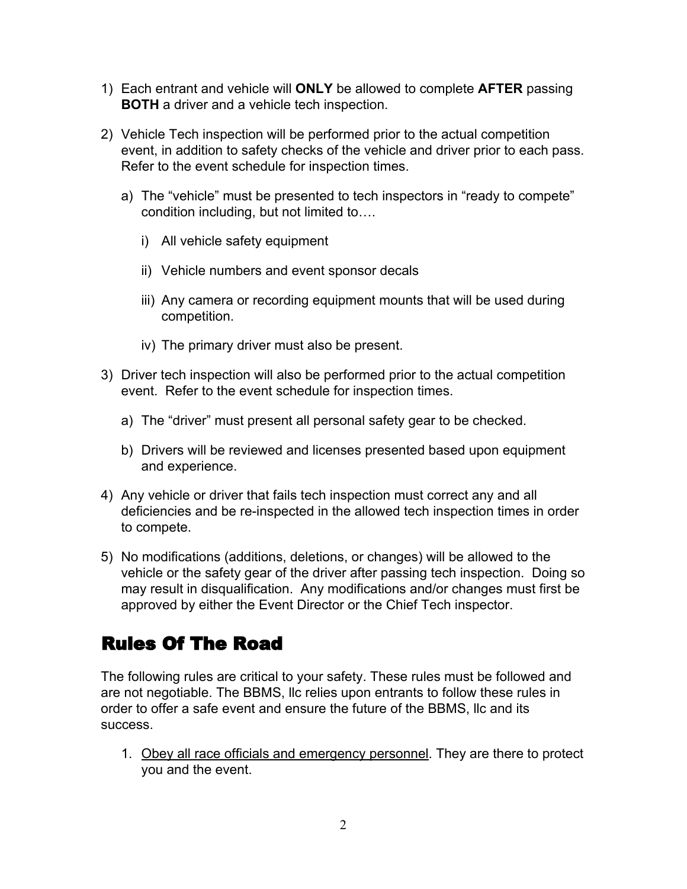1) Each entrant and vehicle will **ONLY** be allowed to complete **AFTER** passing **BOTH** a driver and a vehicle tech inspection.

2) Vehicle Tech inspection will be performed prior to the actual competition event, in addition to safety checks of the vehicle and driver prior to each pass. Refer to the event schedule for inspection times.

   a) The "vehicle" must be presented to tech inspectors in "ready to compete" condition including, but not limited to….

      i) All vehicle safety equipment

      ii) Vehicle numbers and event sponsor decals

      iii) Any camera or recording equipment mounts that will be used during competition.

      iv) The primary driver must also be present.

3) Driver tech inspection will also be performed prior to the actual competition event. Refer to the event schedule for inspection times.

   a) The "driver" must present all personal safety gear to be checked.

   b) Drivers will be reviewed and licenses presented based upon equipment and experience.

4) Any vehicle or driver that fails tech inspection must correct any and all deficiencies and be re-inspected in the allowed tech inspection times in order to compete.

5) No modifications (additions, deletions, or changes) will be allowed to the vehicle or the safety gear of the driver after passing tech inspection. Doing so may result in disqualification. Any modifications and/or changes must first be approved by either the Event Director or the Chief Tech inspector.

## Rules Of The Road

The following rules are critical to your safety. These rules must be followed and are not negotiable. The BBMS, llc relies upon entrants to follow these rules in order to offer a safe event and ensure the future of the BBMS, llc and its success.

1. <u>Obey all race officials and emergency personnel</u>. They are there to protect you and the event.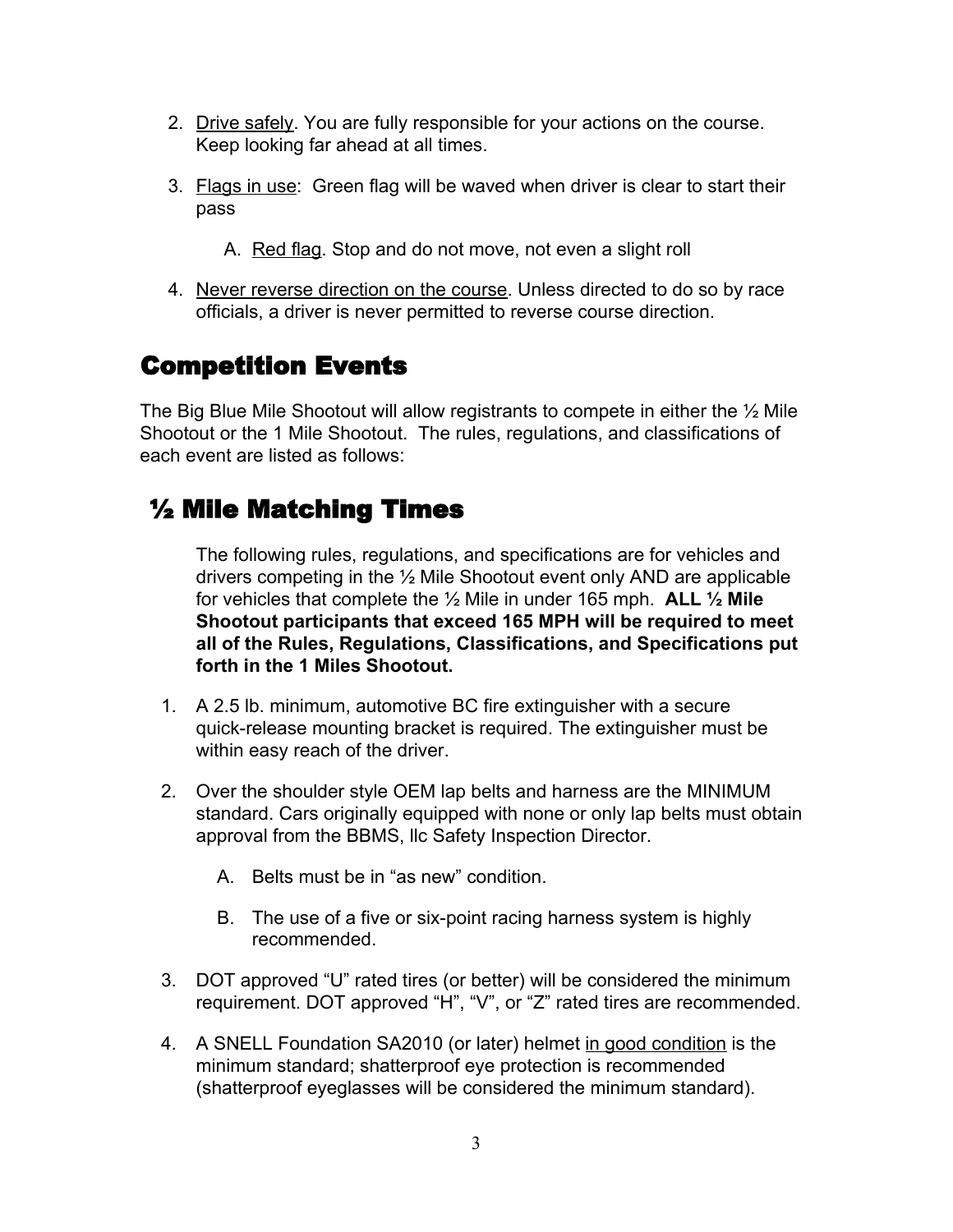2. <u>Drive safely</u>. You are fully responsible for your actions on the course. Keep looking far ahead at all times.

3. <u>Flags in use</u>: Green flag will be waved when driver is clear to start their pass

   A. <u>Red flag</u>. Stop and do not move, not even a slight roll

4. <u>Never reverse direction on the course</u>. Unless directed to do so by race officials, a driver is never permitted to reverse course direction.

# Competition Events

The Big Blue Mile Shootout will allow registrants to compete in either the ½ Mile Shootout or the 1 Mile Shootout. The rules, regulations, and classifications of each event are listed as follows:

## ½ Mile Matching Times

The following rules, regulations, and specifications are for vehicles and drivers competing in the ½ Mile Shootout event only AND are applicable for vehicles that complete the ½ Mile in under 165 mph. **ALL ½ Mile Shootout participants that exceed 165 MPH will be required to meet all of the Rules, Regulations, Classifications, and Specifications put forth in the 1 Miles Shootout.**

1. A 2.5 lb. minimum, automotive BC fire extinguisher with a secure quick-release mounting bracket is required. The extinguisher must be within easy reach of the driver.

2. Over the shoulder style OEM lap belts and harness are the MINIMUM standard. Cars originally equipped with none or only lap belts must obtain approval from the BBMS, llc Safety Inspection Director.

   A. Belts must be in "as new" condition.

   B. The use of a five or six-point racing harness system is highly recommended.

3. DOT approved "U" rated tires (or better) will be considered the minimum requirement. DOT approved "H", "V", or "Z" rated tires are recommended.

4. A SNELL Foundation SA2010 (or later) helmet <u>in good condition</u> is the minimum standard; shatterproof eye protection is recommended (shatterproof eyeglasses will be considered the minimum standard).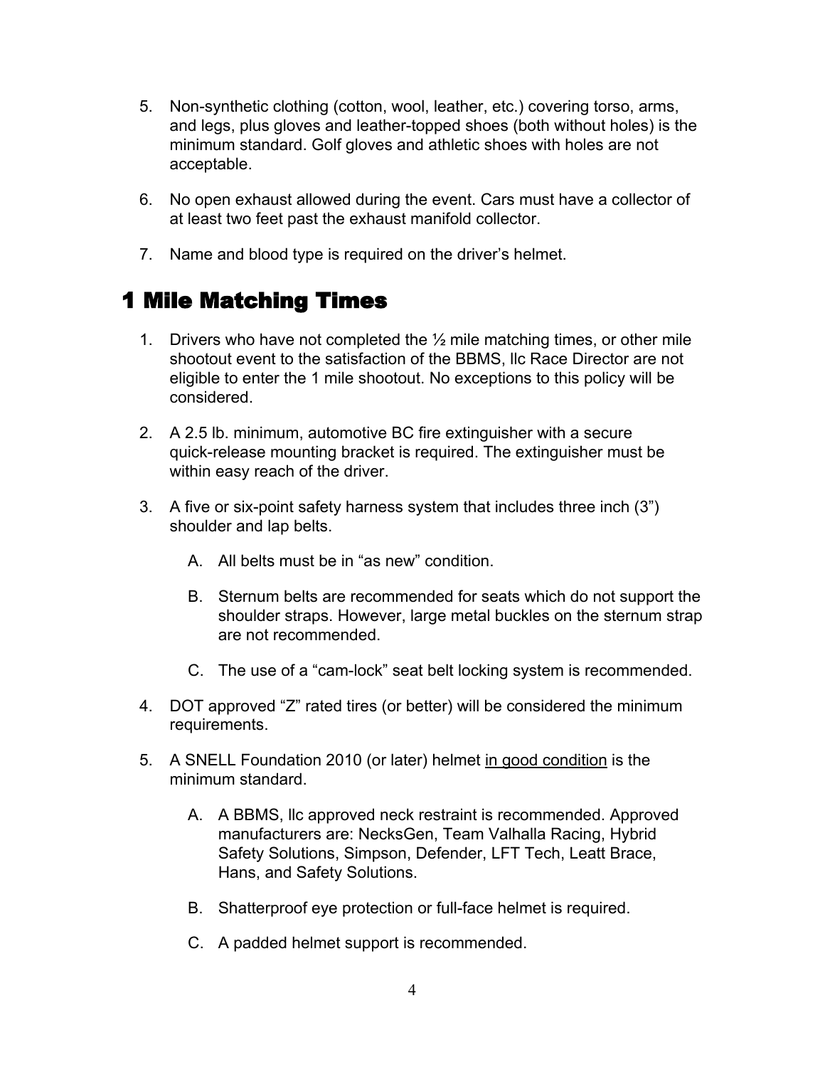5. Non-synthetic clothing (cotton, wool, leather, etc.) covering torso, arms, and legs, plus gloves and leather-topped shoes (both without holes) is the minimum standard. Golf gloves and athletic shoes with holes are not acceptable.

6. No open exhaust allowed during the event. Cars must have a collector of at least two feet past the exhaust manifold collector.

7. Name and blood type is required on the driver's helmet.

## 1 Mile Matching Times

1. Drivers who have not completed the ½ mile matching times, or other mile shootout event to the satisfaction of the BBMS, llc Race Director are not eligible to enter the 1 mile shootout. No exceptions to this policy will be considered.

2. A 2.5 lb. minimum, automotive BC fire extinguisher with a secure quick-release mounting bracket is required. The extinguisher must be within easy reach of the driver.

3. A five or six-point safety harness system that includes three inch (3") shoulder and lap belts.

   A. All belts must be in "as new" condition.

   B. Sternum belts are recommended for seats which do not support the shoulder straps. However, large metal buckles on the sternum strap are not recommended.

   C. The use of a "cam-lock" seat belt locking system is recommended.

4. DOT approved "Z" rated tires (or better) will be considered the minimum requirements.

5. A SNELL Foundation 2010 (or later) helmet <u>in good condition</u> is the minimum standard.

   A. A BBMS, llc approved neck restraint is recommended. Approved manufacturers are: NecksGen, Team Valhalla Racing, Hybrid Safety Solutions, Simpson, Defender, LFT Tech, Leatt Brace, Hans, and Safety Solutions.

   B. Shatterproof eye protection or full-face helmet is required.

   C. A padded helmet support is recommended.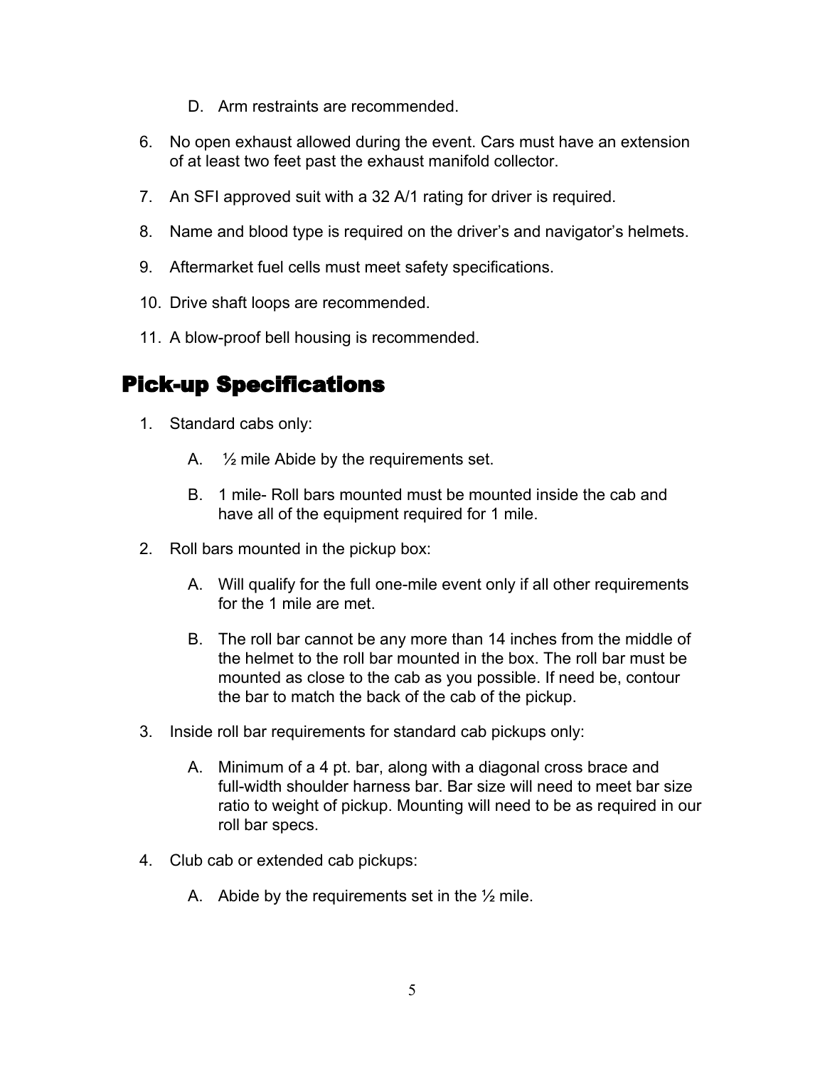D. Arm restraints are recommended.

6. No open exhaust allowed during the event. Cars must have an extension of at least two feet past the exhaust manifold collector.

7. An SFI approved suit with a 32 A/1 rating for driver is required.

8. Name and blood type is required on the driver's and navigator's helmets.

9. Aftermarket fuel cells must meet safety specifications.

10. Drive shaft loops are recommended.

11. A blow-proof bell housing is recommended.

## Pick-up Specifications

1. Standard cabs only:

   A. ½ mile Abide by the requirements set.

   B. 1 mile- Roll bars mounted must be mounted inside the cab and have all of the equipment required for 1 mile.

2. Roll bars mounted in the pickup box:

   A. Will qualify for the full one-mile event only if all other requirements for the 1 mile are met.

   B. The roll bar cannot be any more than 14 inches from the middle of the helmet to the roll bar mounted in the box. The roll bar must be mounted as close to the cab as you possible. If need be, contour the bar to match the back of the cab of the pickup.

3. Inside roll bar requirements for standard cab pickups only:

   A. Minimum of a 4 pt. bar, along with a diagonal cross brace and full-width shoulder harness bar. Bar size will need to meet bar size ratio to weight of pickup. Mounting will need to be as required in our roll bar specs.

4. Club cab or extended cab pickups:

   A. Abide by the requirements set in the ½ mile.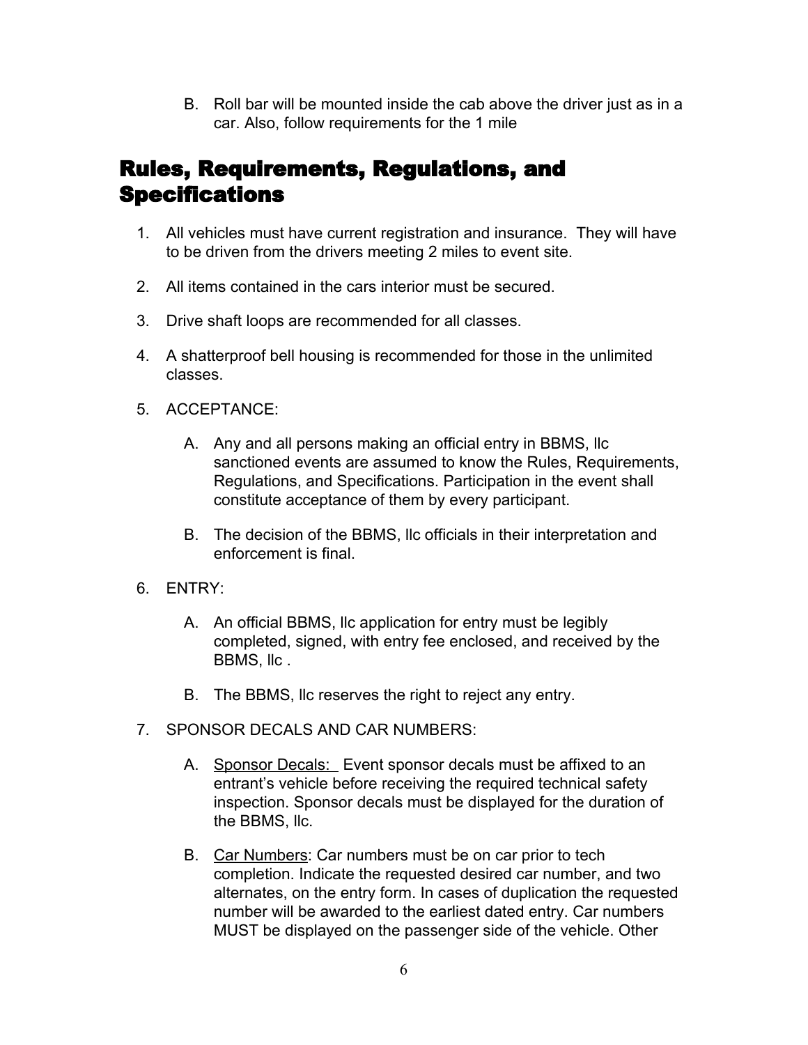B. Roll bar will be mounted inside the cab above the driver just as in a car. Also, follow requirements for the 1 mile

## Rules, Requirements, Regulations, and Specifications

1. All vehicles must have current registration and insurance. They will have to be driven from the drivers meeting 2 miles to event site.

2. All items contained in the cars interior must be secured.

3. Drive shaft loops are recommended for all classes.

4. A shatterproof bell housing is recommended for those in the unlimited classes.

5. ACCEPTANCE:

   A. Any and all persons making an official entry in BBMS, llc sanctioned events are assumed to know the Rules, Requirements, Regulations, and Specifications. Participation in the event shall constitute acceptance of them by every participant.

   B. The decision of the BBMS, llc officials in their interpretation and enforcement is final.

6. ENTRY:

   A. An official BBMS, llc application for entry must be legibly completed, signed, with entry fee enclosed, and received by the BBMS, llc .

   B. The BBMS, llc reserves the right to reject any entry.

7. SPONSOR DECALS AND CAR NUMBERS:

   A. <u>Sponsor Decals:</u> Event sponsor decals must be affixed to an entrant's vehicle before receiving the required technical safety inspection. Sponsor decals must be displayed for the duration of the BBMS, llc.

   B. <u>Car Numbers</u>: Car numbers must be on car prior to tech completion. Indicate the requested desired car number, and two alternates, on the entry form. In cases of duplication the requested number will be awarded to the earliest dated entry. Car numbers MUST be displayed on the passenger side of the vehicle. Other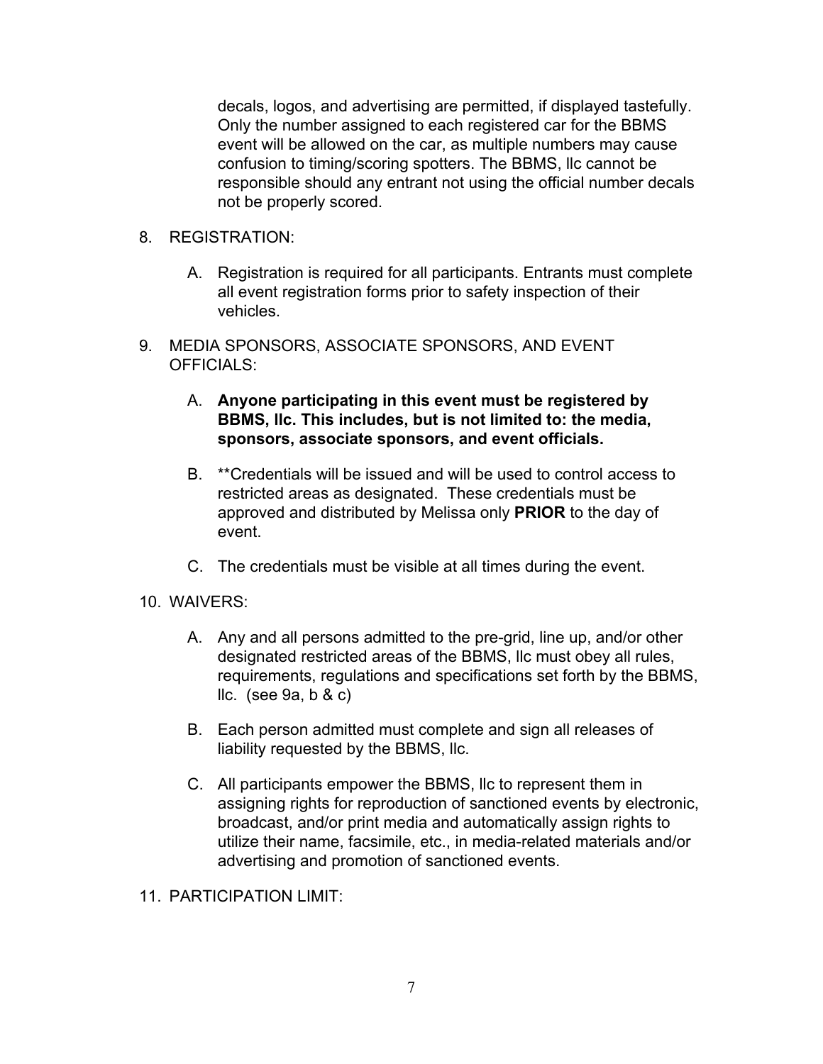decals, logos, and advertising are permitted, if displayed tastefully. Only the number assigned to each registered car for the BBMS event will be allowed on the car, as multiple numbers may cause confusion to timing/scoring spotters. The BBMS, llc cannot be responsible should any entrant not using the official number decals not be properly scored.

8. REGISTRATION:

   A. Registration is required for all participants. Entrants must complete all event registration forms prior to safety inspection of their vehicles.

9. MEDIA SPONSORS, ASSOCIATE SPONSORS, AND EVENT OFFICIALS:

   A. **Anyone participating in this event must be registered by BBMS, llc. This includes, but is not limited to: the media, sponsors, associate sponsors, and event officials.**

   B. **Credentials will be issued and will be used to control access to restricted areas as designated. These credentials must be approved and distributed by Melissa only **PRIOR** to the day of event.

   C. The credentials must be visible at all times during the event.

10. WAIVERS:

    A. Any and all persons admitted to the pre-grid, line up, and/or other designated restricted areas of the BBMS, llc must obey all rules, requirements, regulations and specifications set forth by the BBMS, llc. (see 9a, b & c)

    B. Each person admitted must complete and sign all releases of liability requested by the BBMS, llc.

    C. All participants empower the BBMS, llc to represent them in assigning rights for reproduction of sanctioned events by electronic, broadcast, and/or print media and automatically assign rights to utilize their name, facsimile, etc., in media-related materials and/or advertising and promotion of sanctioned events.

11. PARTICIPATION LIMIT: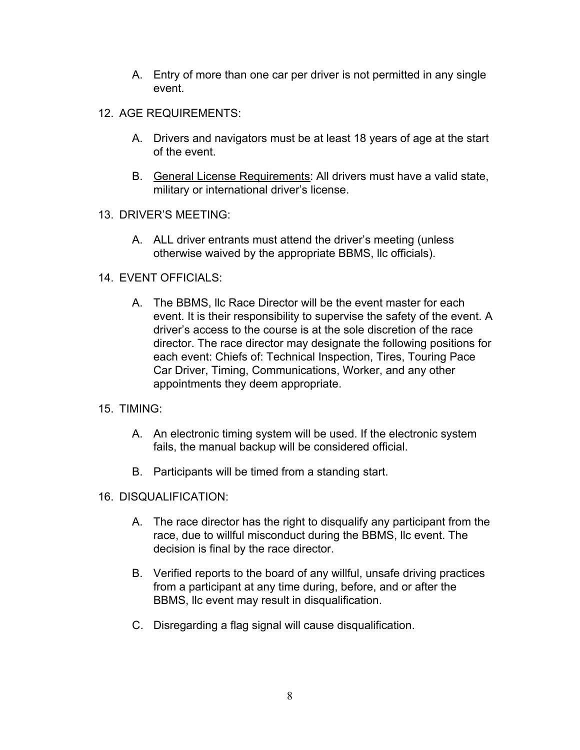A. Entry of more than one car per driver is not permitted in any single event.

12. AGE REQUIREMENTS:

    A. Drivers and navigators must be at least 18 years of age at the start of the event.

    B. <u>General License Requirements</u>: All drivers must have a valid state, military or international driver's license.

13. DRIVER'S MEETING:

    A. ALL driver entrants must attend the driver's meeting (unless otherwise waived by the appropriate BBMS, llc officials).

14. EVENT OFFICIALS:

    A. The BBMS, llc Race Director will be the event master for each event. It is their responsibility to supervise the safety of the event. A driver's access to the course is at the sole discretion of the race director. The race director may designate the following positions for each event: Chiefs of: Technical Inspection, Tires, Touring Pace Car Driver, Timing, Communications, Worker, and any other appointments they deem appropriate.

15. TIMING:

    A. An electronic timing system will be used. If the electronic system fails, the manual backup will be considered official.

    B. Participants will be timed from a standing start.

16. DISQUALIFICATION:

    A. The race director has the right to disqualify any participant from the race, due to willful misconduct during the BBMS, llc event. The decision is final by the race director.

    B. Verified reports to the board of any willful, unsafe driving practices from a participant at any time during, before, and or after the BBMS, llc event may result in disqualification.

    C. Disregarding a flag signal will cause disqualification.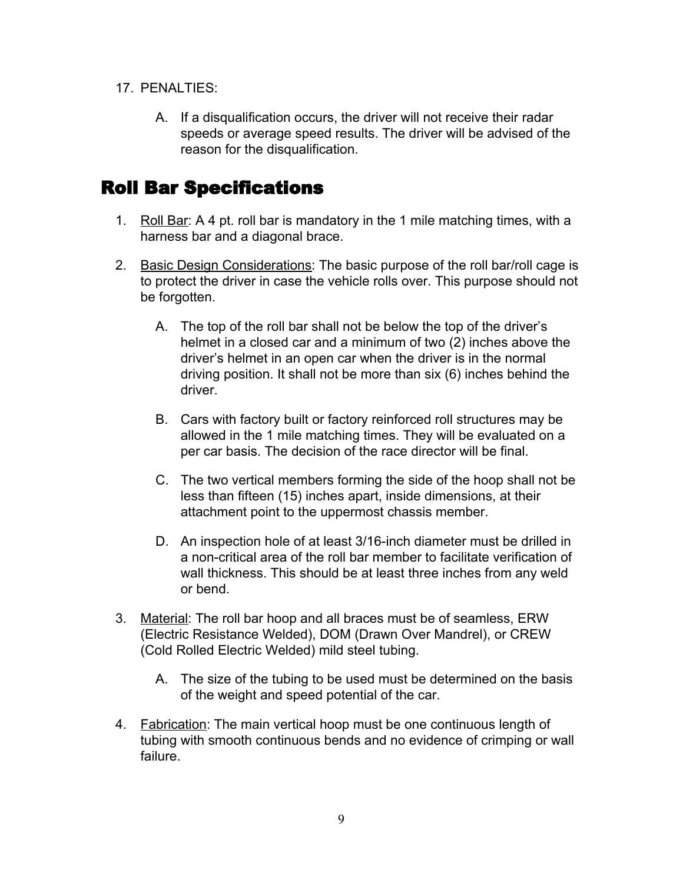17. PENALTIES:

    A. If a disqualification occurs, the driver will not receive their radar speeds or average speed results. The driver will be advised of the reason for the disqualification.

## Roll Bar Specifications

1. Roll Bar: A 4 pt. roll bar is mandatory in the 1 mile matching times, with a harness bar and a diagonal brace.

2. Basic Design Considerations: The basic purpose of the roll bar/roll cage is to protect the driver in case the vehicle rolls over. This purpose should not be forgotten.

    A. The top of the roll bar shall not be below the top of the driver's helmet in a closed car and a minimum of two (2) inches above the driver's helmet in an open car when the driver is in the normal driving position. It shall not be more than six (6) inches behind the driver.

    B. Cars with factory built or factory reinforced roll structures may be allowed in the 1 mile matching times. They will be evaluated on a per car basis. The decision of the race director will be final.

    C. The two vertical members forming the side of the hoop shall not be less than fifteen (15) inches apart, inside dimensions, at their attachment point to the uppermost chassis member.

    D. An inspection hole of at least 3/16-inch diameter must be drilled in a non-critical area of the roll bar member to facilitate verification of wall thickness. This should be at least three inches from any weld or bend.

3. Material: The roll bar hoop and all braces must be of seamless, ERW (Electric Resistance Welded), DOM (Drawn Over Mandrel), or CREW (Cold Rolled Electric Welded) mild steel tubing.

    A. The size of the tubing to be used must be determined on the basis of the weight and speed potential of the car.

4. Fabrication: The main vertical hoop must be one continuous length of tubing with smooth continuous bends and no evidence of crimping or wall failure.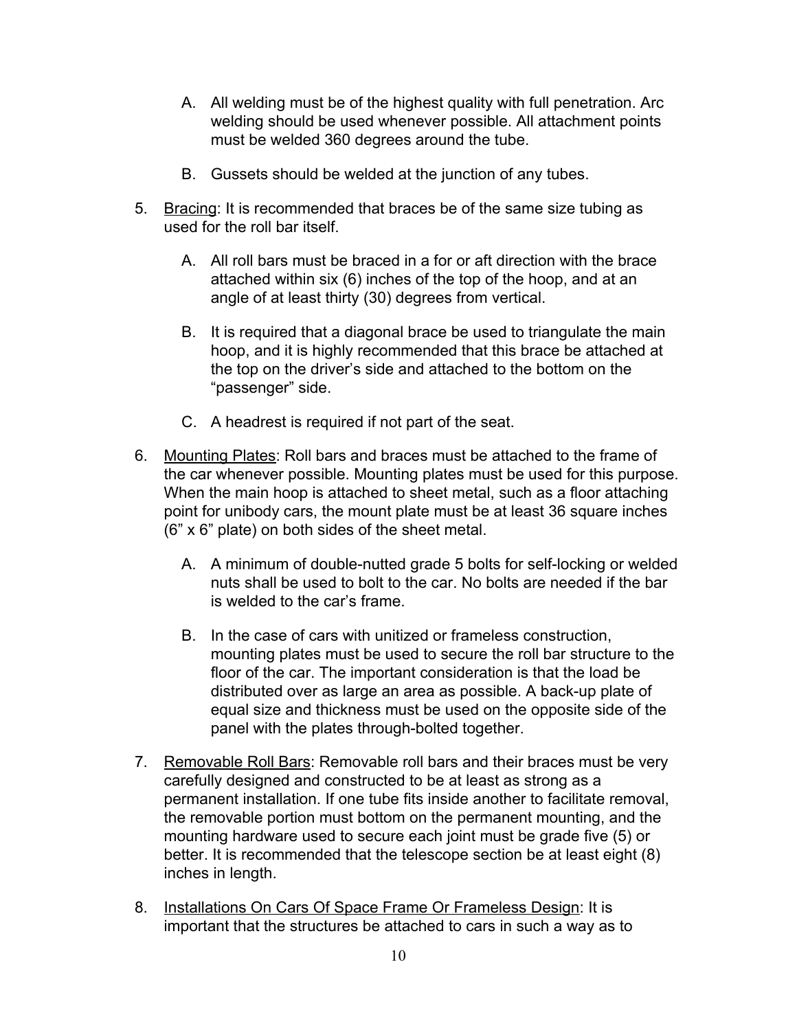A. All welding must be of the highest quality with full penetration. Arc welding should be used whenever possible. All attachment points must be welded 360 degrees around the tube.

B. Gussets should be welded at the junction of any tubes.

5. <u>Bracing</u>: It is recommended that braces be of the same size tubing as used for the roll bar itself.

   A. All roll bars must be braced in a for or aft direction with the brace attached within six (6) inches of the top of the hoop, and at an angle of at least thirty (30) degrees from vertical.

   B. It is required that a diagonal brace be used to triangulate the main hoop, and it is highly recommended that this brace be attached at the top on the driver's side and attached to the bottom on the "passenger" side.

   C. A headrest is required if not part of the seat.

6. <u>Mounting Plates</u>: Roll bars and braces must be attached to the frame of the car whenever possible. Mounting plates must be used for this purpose. When the main hoop is attached to sheet metal, such as a floor attaching point for unibody cars, the mount plate must be at least 36 square inches (6" x 6" plate) on both sides of the sheet metal.

   A. A minimum of double-nutted grade 5 bolts for self-locking or welded nuts shall be used to bolt to the car. No bolts are needed if the bar is welded to the car's frame.

   B. In the case of cars with unitized or frameless construction, mounting plates must be used to secure the roll bar structure to the floor of the car. The important consideration is that the load be distributed over as large an area as possible. A back-up plate of equal size and thickness must be used on the opposite side of the panel with the plates through-bolted together.

7. <u>Removable Roll Bars</u>: Removable roll bars and their braces must be very carefully designed and constructed to be at least as strong as a permanent installation. If one tube fits inside another to facilitate removal, the removable portion must bottom on the permanent mounting, and the mounting hardware used to secure each joint must be grade five (5) or better. It is recommended that the telescope section be at least eight (8) inches in length.

8. <u>Installations On Cars Of Space Frame Or Frameless Design</u>: It is important that the structures be attached to cars in such a way as to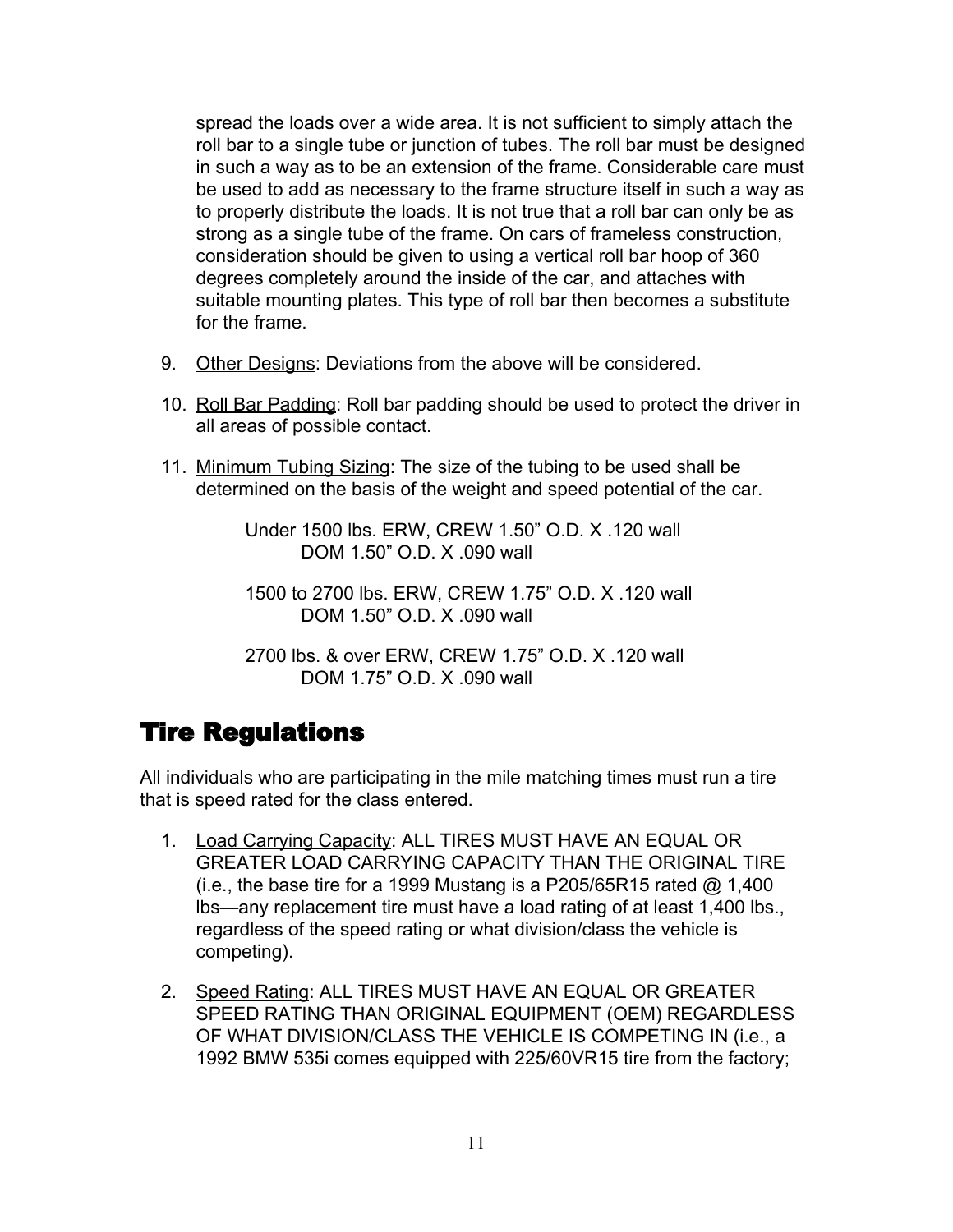spread the loads over a wide area. It is not sufficient to simply attach the roll bar to a single tube or junction of tubes. The roll bar must be designed in such a way as to be an extension of the frame. Considerable care must be used to add as necessary to the frame structure itself in such a way as to properly distribute the loads. It is not true that a roll bar can only be as strong as a single tube of the frame. On cars of frameless construction, consideration should be given to using a vertical roll bar hoop of 360 degrees completely around the inside of the car, and attaches with suitable mounting plates. This type of roll bar then becomes a substitute for the frame.

9. Other Designs: Deviations from the above will be considered.

10. Roll Bar Padding: Roll bar padding should be used to protect the driver in all areas of possible contact.

11. Minimum Tubing Sizing: The size of the tubing to be used shall be determined on the basis of the weight and speed potential of the car.

    Under 1500 lbs. ERW, CREW 1.50" O.D. X .120 wall
    DOM 1.50" O.D. X .090 wall

    1500 to 2700 lbs. ERW, CREW 1.75" O.D. X .120 wall
    DOM 1.50" O.D. X .090 wall

    2700 lbs. & over ERW, CREW 1.75" O.D. X .120 wall
    DOM 1.75" O.D. X .090 wall

## Tire Regulations

All individuals who are participating in the mile matching times must run a tire that is speed rated for the class entered.

1. Load Carrying Capacity: ALL TIRES MUST HAVE AN EQUAL OR GREATER LOAD CARRYING CAPACITY THAN THE ORIGINAL TIRE (i.e., the base tire for a 1999 Mustang is a P205/65R15 rated @ 1,400 lbs—any replacement tire must have a load rating of at least 1,400 lbs., regardless of the speed rating or what division/class the vehicle is competing).

2. Speed Rating: ALL TIRES MUST HAVE AN EQUAL OR GREATER SPEED RATING THAN ORIGINAL EQUIPMENT (OEM) REGARDLESS OF WHAT DIVISION/CLASS THE VEHICLE IS COMPETING IN (i.e., a 1992 BMW 535i comes equipped with 225/60VR15 tire from the factory;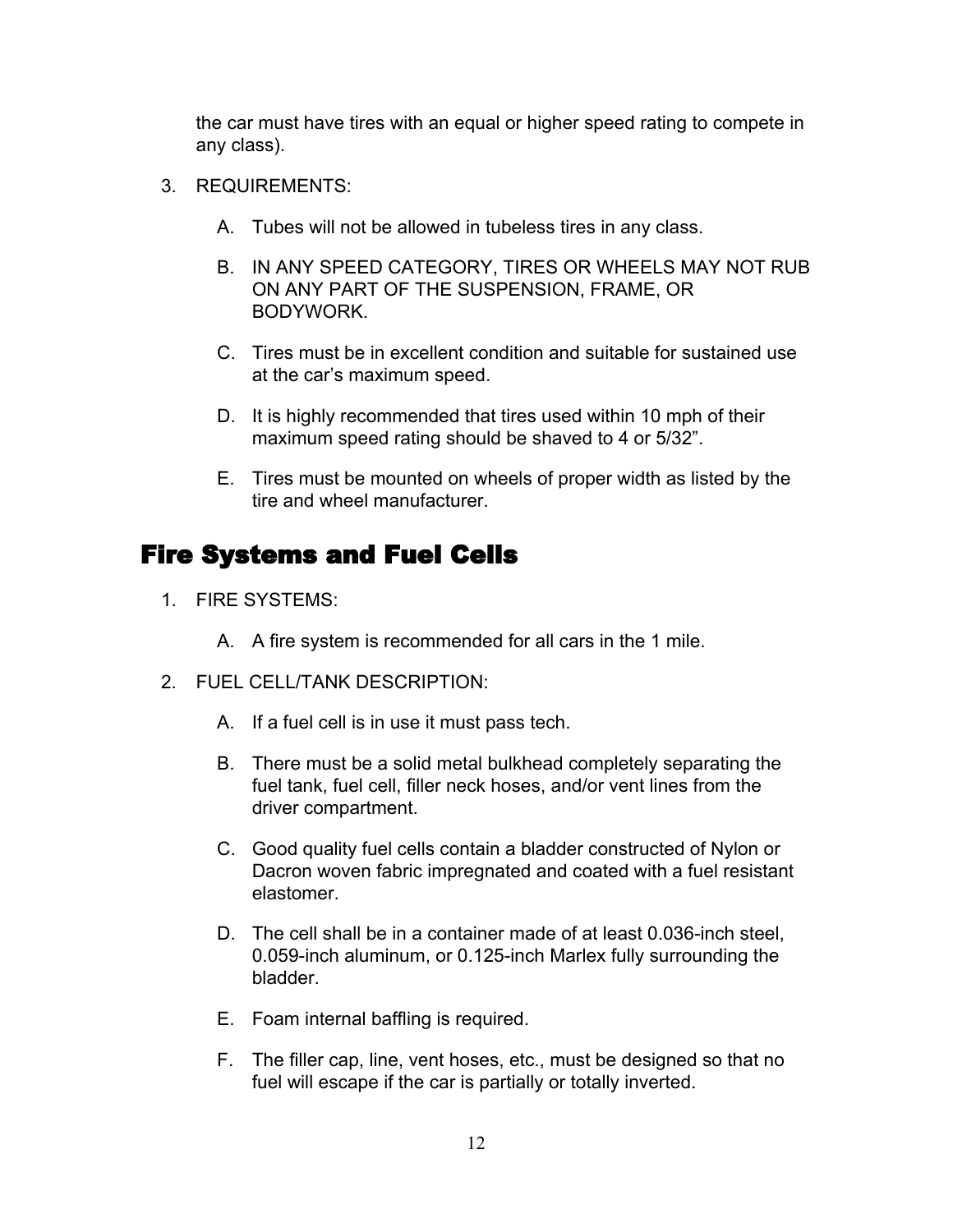the car must have tires with an equal or higher speed rating to compete in any class).

3. REQUIREMENTS:

   A. Tubes will not be allowed in tubeless tires in any class.

   B. IN ANY SPEED CATEGORY, TIRES OR WHEELS MAY NOT RUB ON ANY PART OF THE SUSPENSION, FRAME, OR BODYWORK.

   C. Tires must be in excellent condition and suitable for sustained use at the car's maximum speed.

   D. It is highly recommended that tires used within 10 mph of their maximum speed rating should be shaved to 4 or 5/32".

   E. Tires must be mounted on wheels of proper width as listed by the tire and wheel manufacturer.

## Fire Systems and Fuel Cells

1. FIRE SYSTEMS:

   A. A fire system is recommended for all cars in the 1 mile.

2. FUEL CELL/TANK DESCRIPTION:

   A. If a fuel cell is in use it must pass tech.

   B. There must be a solid metal bulkhead completely separating the fuel tank, fuel cell, filler neck hoses, and/or vent lines from the driver compartment.

   C. Good quality fuel cells contain a bladder constructed of Nylon or Dacron woven fabric impregnated and coated with a fuel resistant elastomer.

   D. The cell shall be in a container made of at least 0.036-inch steel, 0.059-inch aluminum, or 0.125-inch Marlex fully surrounding the bladder.

   E. Foam internal baffling is required.

   F. The filler cap, line, vent hoses, etc., must be designed so that no fuel will escape if the car is partially or totally inverted.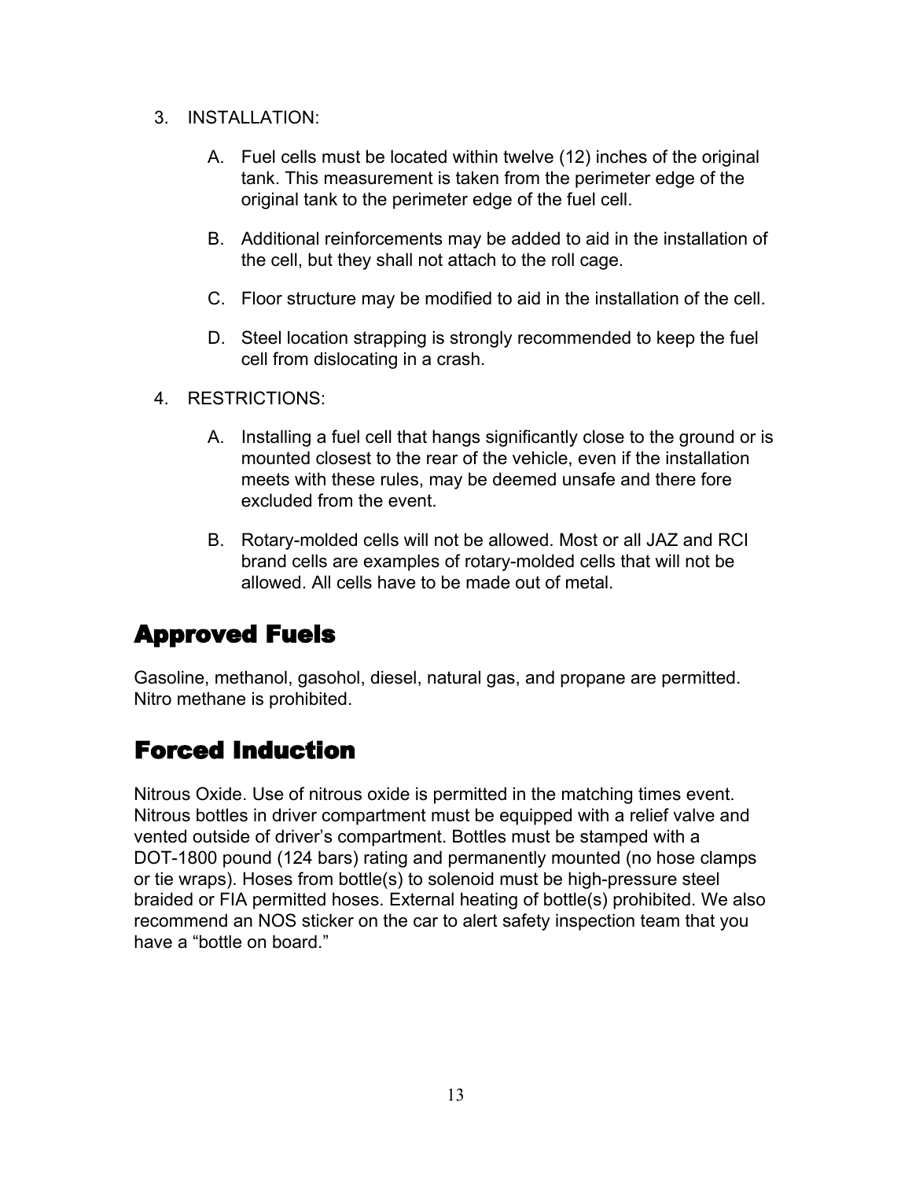3. INSTALLATION:

    A. Fuel cells must be located within twelve (12) inches of the original tank. This measurement is taken from the perimeter edge of the original tank to the perimeter edge of the fuel cell.

    B. Additional reinforcements may be added to aid in the installation of the cell, but they shall not attach to the roll cage.

    C. Floor structure may be modified to aid in the installation of the cell.

    D. Steel location strapping is strongly recommended to keep the fuel cell from dislocating in a crash.

4. RESTRICTIONS:

    A. Installing a fuel cell that hangs significantly close to the ground or is mounted closest to the rear of the vehicle, even if the installation meets with these rules, may be deemed unsafe and there fore excluded from the event.

    B. Rotary-molded cells will not be allowed. Most or all JAZ and RCI brand cells are examples of rotary-molded cells that will not be allowed. All cells have to be made out of metal.

## Approved Fuels

Gasoline, methanol, gasohol, diesel, natural gas, and propane are permitted. Nitro methane is prohibited.

## Forced Induction

Nitrous Oxide. Use of nitrous oxide is permitted in the matching times event. Nitrous bottles in driver compartment must be equipped with a relief valve and vented outside of driver's compartment. Bottles must be stamped with a DOT-1800 pound (124 bars) rating and permanently mounted (no hose clamps or tie wraps). Hoses from bottle(s) to solenoid must be high-pressure steel braided or FIA permitted hoses. External heating of bottle(s) prohibited. We also recommend an NOS sticker on the car to alert safety inspection team that you have a "bottle on board."